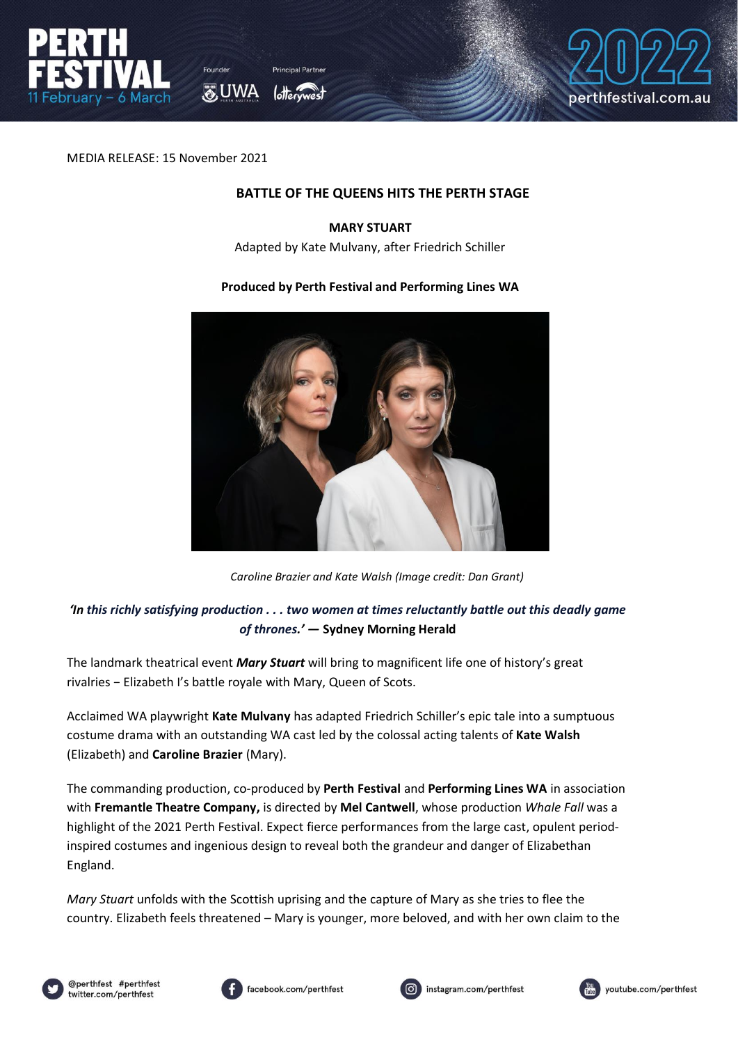MEDIA RELEASE: 15 November 2021

## BATTLE OF THE QUEENS HITS THE PERTH STAGE

**MARY STUART**

Adapted by Kate Mulvany, after Friedrich Schiller

**Produced by Perth Festival and Performing Lines WA**

*Caroline Brazier and Kate Walsh (Image credit: Dan Grant)*

***'In this richly satisfying production . . . two women at times reluctantly battle out this deadly game of thrones.'*** **— Sydney Morning Herald**

The landmark theatrical event ***Mary Stuart*** will bring to magnificent life one of history's great rivalries − Elizabeth I's battle royale with Mary, Queen of Scots.

Acclaimed WA playwright **Kate Mulvany** has adapted Friedrich Schiller's epic tale into a sumptuous costume drama with an outstanding WA cast led by the colossal acting talents of **Kate Walsh** (Elizabeth) and **Caroline Brazier** (Mary).

The commanding production, co-produced by **Perth Festival** and **Performing Lines WA** in association with **Fremantle Theatre Company,** is directed by **Mel Cantwell**, whose production *Whale Fall* was a highlight of the 2021 Perth Festival. Expect fierce performances from the large cast, opulent period-inspired costumes and ingenious design to reveal both the grandeur and danger of Elizabethan England.

*Mary Stuart* unfolds with the Scottish uprising and the capture of Mary as she tries to flee the country. Elizabeth feels threatened – Mary is younger, more beloved, and with her own claim to the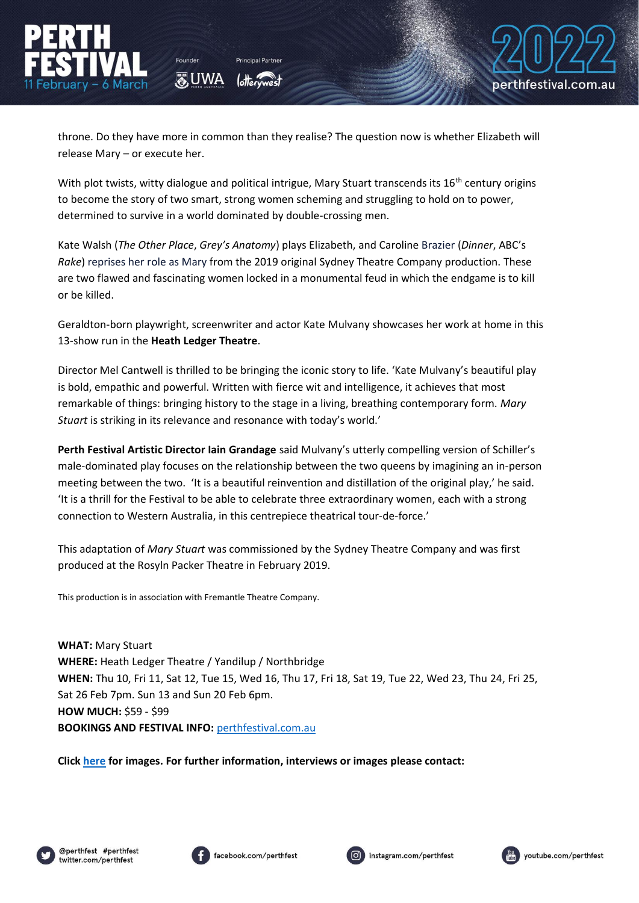throne. Do they have more in common than they realise? The question now is whether Elizabeth will release Mary – or execute her.

With plot twists, witty dialogue and political intrigue, Mary Stuart transcends its 16th century origins to become the story of two smart, strong women scheming and struggling to hold on to power, determined to survive in a world dominated by double-crossing men.

Kate Walsh (*The Other Place*, *Grey's Anatomy*) plays Elizabeth, and Caroline Brazier (*Dinner*, ABC's *Rake*) reprises her role as Mary from the 2019 original Sydney Theatre Company production. These are two flawed and fascinating women locked in a monumental feud in which the endgame is to kill or be killed.

Geraldton-born playwright, screenwriter and actor Kate Mulvany showcases her work at home in this 13-show run in the **Heath Ledger Theatre**.

Director Mel Cantwell is thrilled to be bringing the iconic story to life. 'Kate Mulvany's beautiful play is bold, empathic and powerful. Written with fierce wit and intelligence, it achieves that most remarkable of things: bringing history to the stage in a living, breathing contemporary form. *Mary Stuart* is striking in its relevance and resonance with today's world.'

**Perth Festival Artistic Director Iain Grandage** said Mulvany's utterly compelling version of Schiller's male-dominated play focuses on the relationship between the two queens by imagining an in-person meeting between the two. 'It is a beautiful reinvention and distillation of the original play,' he said. 'It is a thrill for the Festival to be able to celebrate three extraordinary women, each with a strong connection to Western Australia, in this centrepiece theatrical tour-de-force.'

This adaptation of *Mary Stuart* was commissioned by the Sydney Theatre Company and was first produced at the Rosyln Packer Theatre in February 2019.

This production is in association with Fremantle Theatre Company.

**WHAT:** Mary Stuart
**WHERE:** Heath Ledger Theatre / Yandilup / Northbridge
**WHEN:** Thu 10, Fri 11, Sat 12, Tue 15, Wed 16, Thu 17, Fri 18, Sat 19, Tue 22, Wed 23, Thu 24, Fri 25, Sat 26 Feb 7pm. Sun 13 and Sun 20 Feb 6pm.
**HOW MUCH:** $59 - $99
**BOOKINGS AND FESTIVAL INFO:** perthfestival.com.au

**Click here for images. For further information, interviews or images please contact:**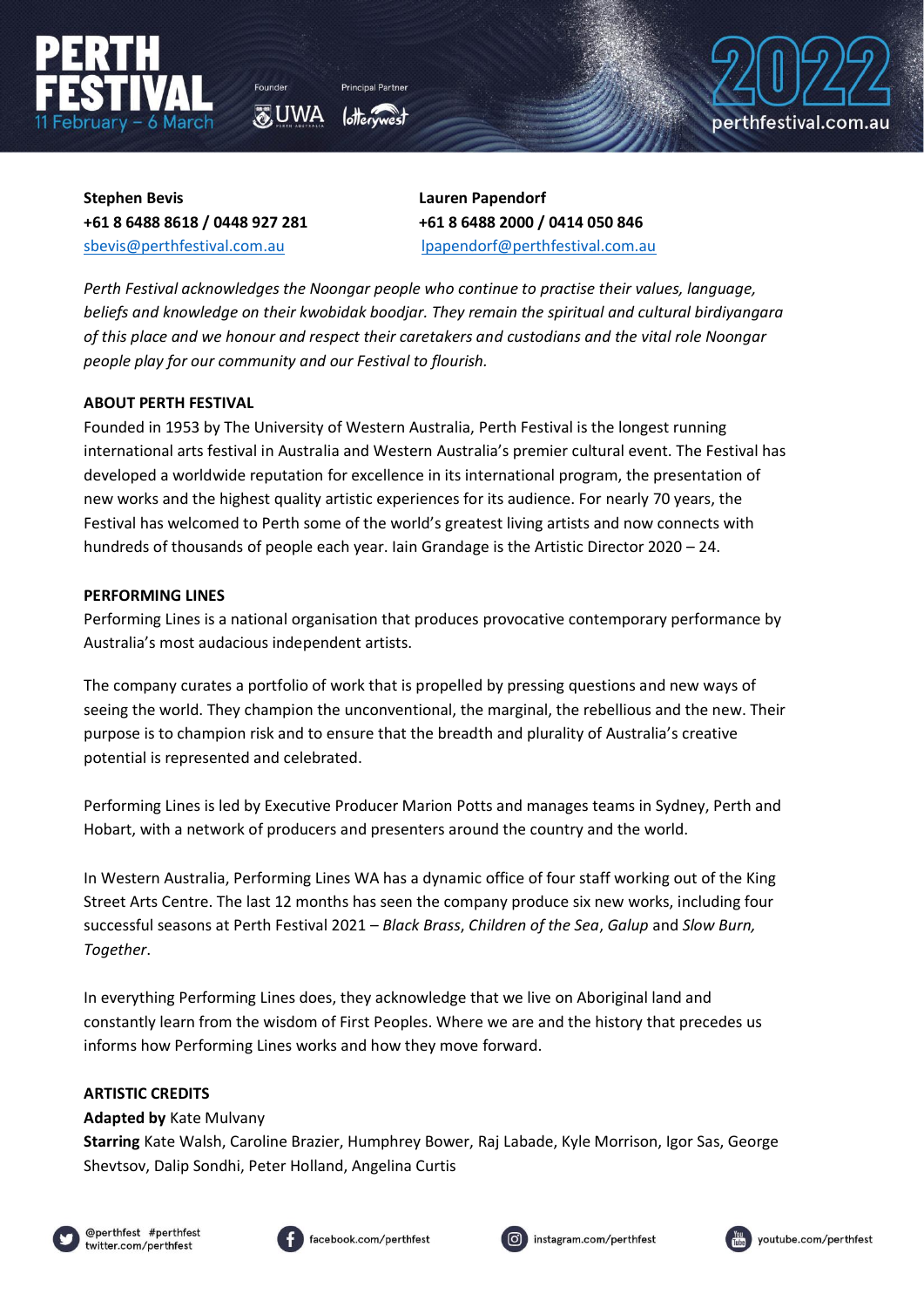**Stephen Bevis**
**+61 8 6488 8618 / 0448 927 281**
sbevis@perthfestival.com.au

**Lauren Papendorf**
**+61 8 6488 2000 / 0414 050 846**
lpapendorf@perthfestival.com.au

*Perth Festival acknowledges the Noongar people who continue to practise their values, language, beliefs and knowledge on their kwobidak boodjar. They remain the spiritual and cultural birdiyangara of this place and we honour and respect their caretakers and custodians and the vital role Noongar people play for our community and our Festival to flourish.*

**ABOUT PERTH FESTIVAL**

Founded in 1953 by The University of Western Australia, Perth Festival is the longest running international arts festival in Australia and Western Australia's premier cultural event. The Festival has developed a worldwide reputation for excellence in its international program, the presentation of new works and the highest quality artistic experiences for its audience. For nearly 70 years, the Festival has welcomed to Perth some of the world's greatest living artists and now connects with hundreds of thousands of people each year. Iain Grandage is the Artistic Director 2020 – 24.

**PERFORMING LINES**

Performing Lines is a national organisation that produces provocative contemporary performance by Australia's most audacious independent artists.

The company curates a portfolio of work that is propelled by pressing questions and new ways of seeing the world. They champion the unconventional, the marginal, the rebellious and the new. Their purpose is to champion risk and to ensure that the breadth and plurality of Australia's creative potential is represented and celebrated.

Performing Lines is led by Executive Producer Marion Potts and manages teams in Sydney, Perth and Hobart, with a network of producers and presenters around the country and the world.

In Western Australia, Performing Lines WA has a dynamic office of four staff working out of the King Street Arts Centre. The last 12 months has seen the company produce six new works, including four successful seasons at Perth Festival 2021 – *Black Brass*, *Children of the Sea*, *Galup* and *Slow Burn, Together*.

In everything Performing Lines does, they acknowledge that we live on Aboriginal land and constantly learn from the wisdom of First Peoples. Where we are and the history that precedes us informs how Performing Lines works and how they move forward.

**ARTISTIC CREDITS**

**Adapted by** Kate Mulvany
**Starring** Kate Walsh, Caroline Brazier, Humphrey Bower, Raj Labade, Kyle Morrison, Igor Sas, George Shevtsov, Dalip Sondhi, Peter Holland, Angelina Curtis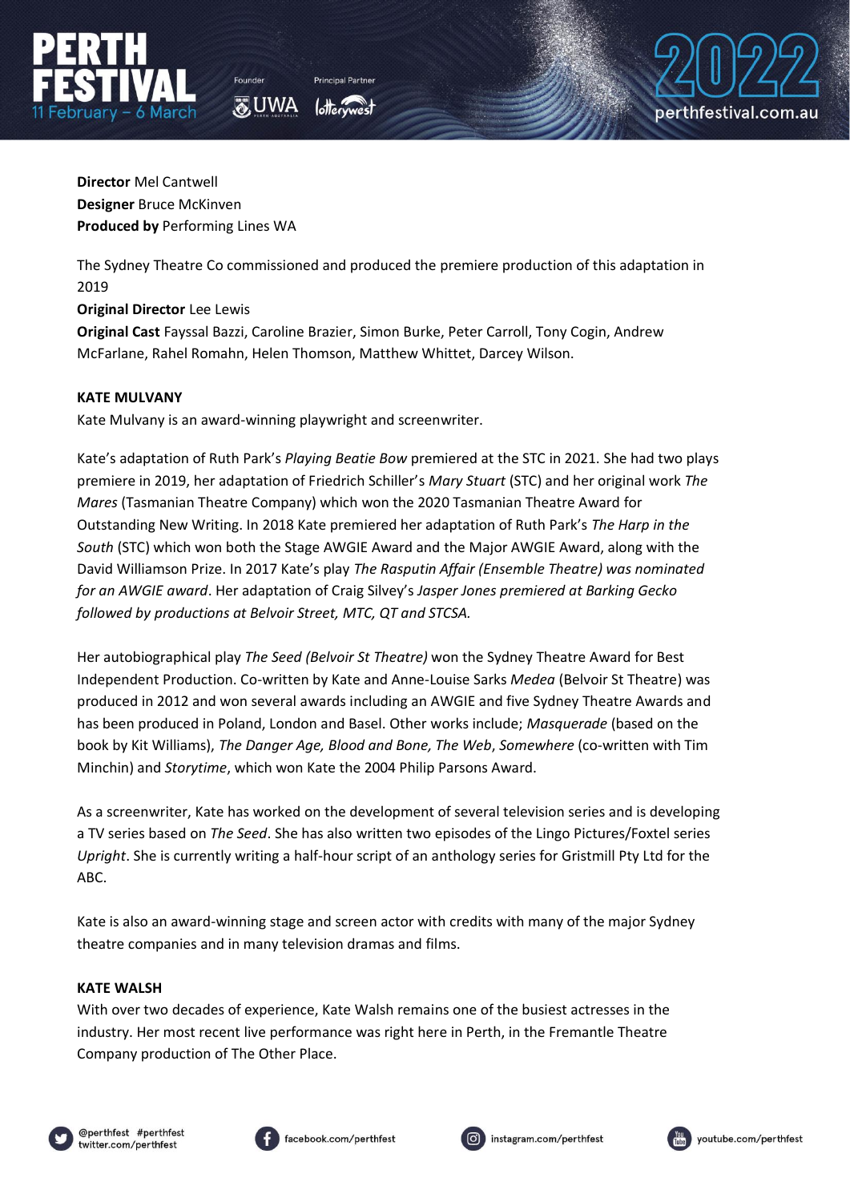**Director** Mel Cantwell
**Designer** Bruce McKinven
**Produced by** Performing Lines WA

The Sydney Theatre Co commissioned and produced the premiere production of this adaptation in 2019
**Original Director** Lee Lewis
**Original Cast** Fayssal Bazzi, Caroline Brazier, Simon Burke, Peter Carroll, Tony Cogin, Andrew McFarlane, Rahel Romahn, Helen Thomson, Matthew Whittet, Darcey Wilson.

**KATE MULVANY**
Kate Mulvany is an award-winning playwright and screenwriter.

Kate's adaptation of Ruth Park's *Playing Beatie Bow* premiered at the STC in 2021. She had two plays premiere in 2019, her adaptation of Friedrich Schiller's *Mary Stuart* (STC) and her original work *The Mares* (Tasmanian Theatre Company) which won the 2020 Tasmanian Theatre Award for Outstanding New Writing. In 2018 Kate premiered her adaptation of Ruth Park's *The Harp in the South* (STC) which won both the Stage AWGIE Award and the Major AWGIE Award, along with the David Williamson Prize. In 2017 Kate's play *The Rasputin Affair (Ensemble Theatre) was nominated for an AWGIE award*. Her adaptation of Craig Silvey's *Jasper Jones premiered at Barking Gecko followed by productions at Belvoir Street, MTC, QT and STCSA.*

Her autobiographical play *The Seed (Belvoir St Theatre)* won the Sydney Theatre Award for Best Independent Production. Co-written by Kate and Anne-Louise Sarks *Medea* (Belvoir St Theatre) was produced in 2012 and won several awards including an AWGIE and five Sydney Theatre Awards and has been produced in Poland, London and Basel. Other works include; *Masquerade* (based on the book by Kit Williams), *The Danger Age, Blood and Bone, The Web*, *Somewhere* (co-written with Tim Minchin) and *Storytime*, which won Kate the 2004 Philip Parsons Award.

As a screenwriter, Kate has worked on the development of several television series and is developing a TV series based on *The Seed*. She has also written two episodes of the Lingo Pictures/Foxtel series *Upright*. She is currently writing a half-hour script of an anthology series for Gristmill Pty Ltd for the ABC.

Kate is also an award-winning stage and screen actor with credits with many of the major Sydney theatre companies and in many television dramas and films.

**KATE WALSH**
With over two decades of experience, Kate Walsh remains one of the busiest actresses in the industry. Her most recent live performance was right here in Perth, in the Fremantle Theatre Company production of The Other Place.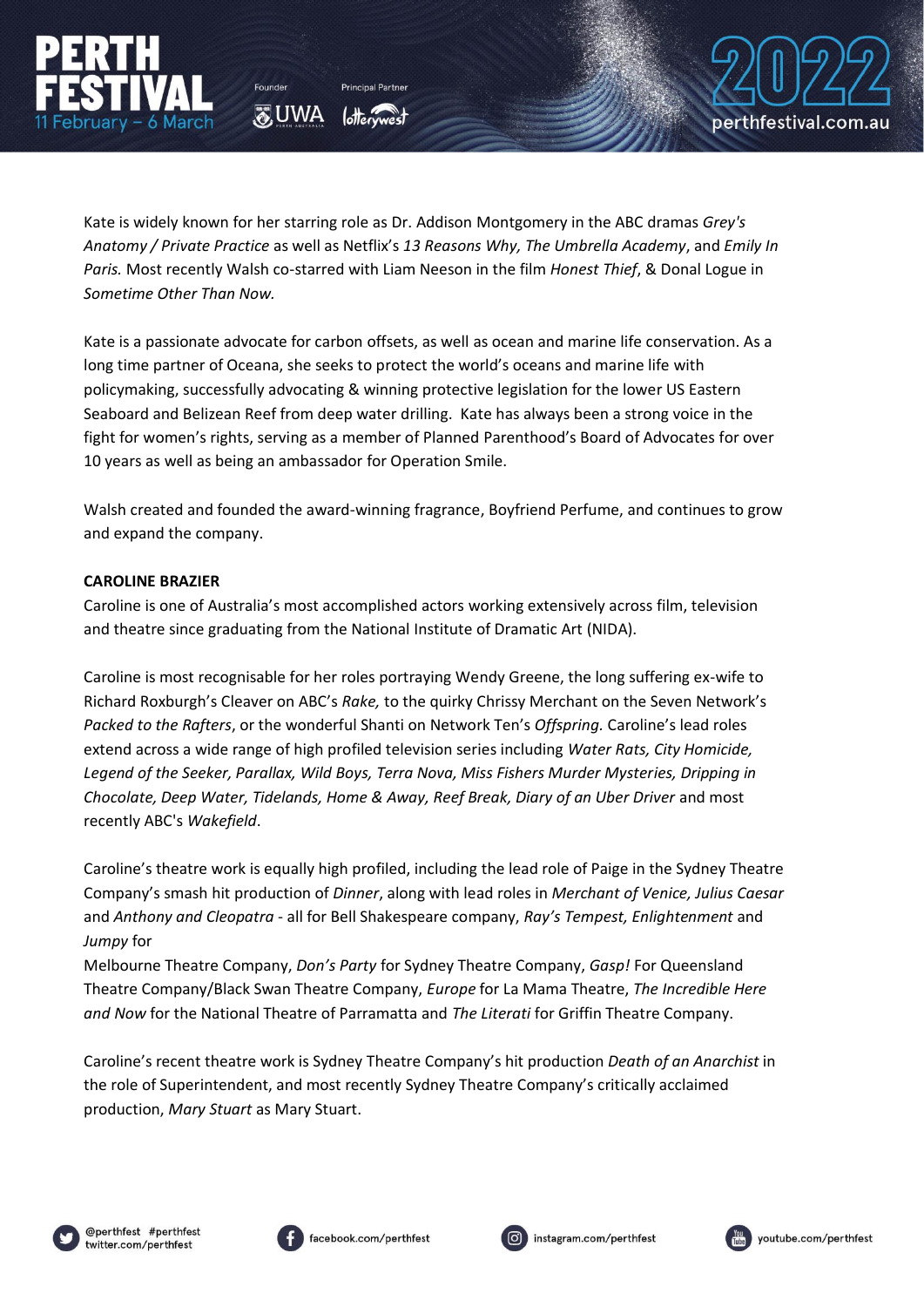Kate is widely known for her starring role as Dr. Addison Montgomery in the ABC dramas *Grey's Anatomy / Private Practice* as well as Netflix's *13 Reasons Why, The Umbrella Academy*, and *Emily In Paris.* Most recently Walsh co-starred with Liam Neeson in the film *Honest Thief*, & Donal Logue in *Sometime Other Than Now.*

Kate is a passionate advocate for carbon offsets, as well as ocean and marine life conservation. As a long time partner of Oceana, she seeks to protect the world's oceans and marine life with policymaking, successfully advocating & winning protective legislation for the lower US Eastern Seaboard and Belizean Reef from deep water drilling. Kate has always been a strong voice in the fight for women's rights, serving as a member of Planned Parenthood's Board of Advocates for over 10 years as well as being an ambassador for Operation Smile.

Walsh created and founded the award-winning fragrance, Boyfriend Perfume, and continues to grow and expand the company.

**CAROLINE BRAZIER**

Caroline is one of Australia's most accomplished actors working extensively across film, television and theatre since graduating from the National Institute of Dramatic Art (NIDA).

Caroline is most recognisable for her roles portraying Wendy Greene, the long suffering ex-wife to Richard Roxburgh's Cleaver on ABC's *Rake,* to the quirky Chrissy Merchant on the Seven Network's *Packed to the Rafters*, or the wonderful Shanti on Network Ten's *Offspring.* Caroline's lead roles extend across a wide range of high profiled television series including *Water Rats, City Homicide, Legend of the Seeker, Parallax, Wild Boys, Terra Nova, Miss Fishers Murder Mysteries, Dripping in Chocolate, Deep Water, Tidelands, Home & Away, Reef Break, Diary of an Uber Driver* and most recently ABC's *Wakefield*.

Caroline's theatre work is equally high profiled, including the lead role of Paige in the Sydney Theatre Company's smash hit production of *Dinner*, along with lead roles in *Merchant of Venice, Julius Caesar* and *Anthony and Cleopatra* - all for Bell Shakespeare company, *Ray's Tempest, Enlightenment* and *Jumpy* for Melbourne Theatre Company, *Don's Party* for Sydney Theatre Company, *Gasp!* For Queensland Theatre Company/Black Swan Theatre Company, *Europe* for La Mama Theatre, *The Incredible Here and Now* for the National Theatre of Parramatta and *The Literati* for Griffin Theatre Company.

Caroline's recent theatre work is Sydney Theatre Company's hit production *Death of an Anarchist* in the role of Superintendent, and most recently Sydney Theatre Company's critically acclaimed production, *Mary Stuart* as Mary Stuart.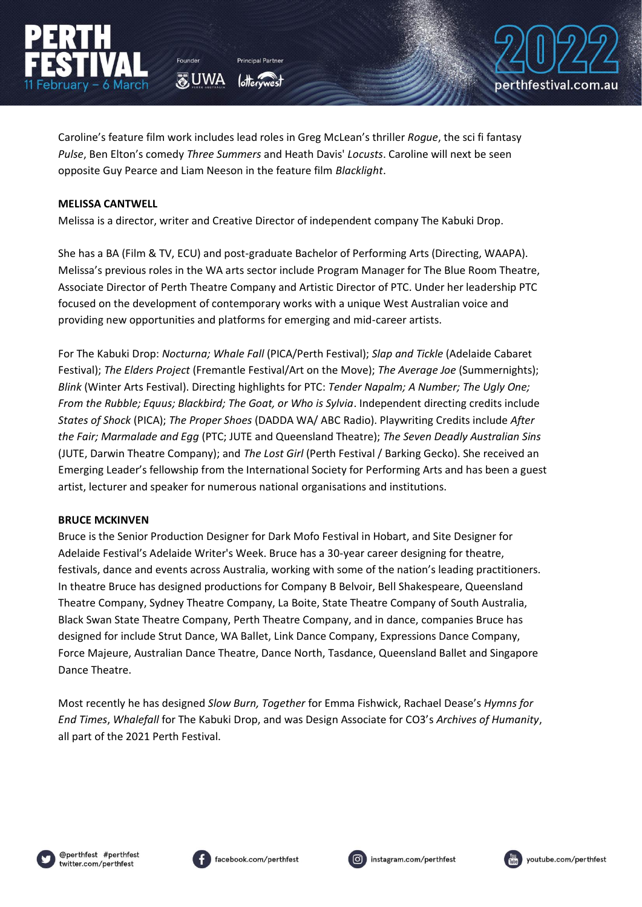Caroline's feature film work includes lead roles in Greg McLean's thriller *Rogue*, the sci fi fantasy *Pulse*, Ben Elton's comedy *Three Summers* and Heath Davis' *Locusts*. Caroline will next be seen opposite Guy Pearce and Liam Neeson in the feature film *Blacklight*.

**MELISSA CANTWELL**

Melissa is a director, writer and Creative Director of independent company The Kabuki Drop.

She has a BA (Film & TV, ECU) and post-graduate Bachelor of Performing Arts (Directing, WAAPA). Melissa's previous roles in the WA arts sector include Program Manager for The Blue Room Theatre, Associate Director of Perth Theatre Company and Artistic Director of PTC. Under her leadership PTC focused on the development of contemporary works with a unique West Australian voice and providing new opportunities and platforms for emerging and mid-career artists.

For The Kabuki Drop: *Nocturna; Whale Fall* (PICA/Perth Festival); *Slap and Tickle* (Adelaide Cabaret Festival); *The Elders Project* (Fremantle Festival/Art on the Move); *The Average Joe* (Summernights); *Blink* (Winter Arts Festival). Directing highlights for PTC: *Tender Napalm; A Number; The Ugly One; From the Rubble; Equus; Blackbird; The Goat, or Who is Sylvia*. Independent directing credits include *States of Shock* (PICA); *The Proper Shoes* (DADDA WA/ ABC Radio). Playwriting Credits include *After the Fair; Marmalade and Egg* (PTC; JUTE and Queensland Theatre); *The Seven Deadly Australian Sins* (JUTE, Darwin Theatre Company); and *The Lost Girl* (Perth Festival / Barking Gecko). She received an Emerging Leader's fellowship from the International Society for Performing Arts and has been a guest artist, lecturer and speaker for numerous national organisations and institutions.

**BRUCE MCKINVEN**

Bruce is the Senior Production Designer for Dark Mofo Festival in Hobart, and Site Designer for Adelaide Festival's Adelaide Writer's Week. Bruce has a 30-year career designing for theatre, festivals, dance and events across Australia, working with some of the nation's leading practitioners. In theatre Bruce has designed productions for Company B Belvoir, Bell Shakespeare, Queensland Theatre Company, Sydney Theatre Company, La Boite, State Theatre Company of South Australia, Black Swan State Theatre Company, Perth Theatre Company, and in dance, companies Bruce has designed for include Strut Dance, WA Ballet, Link Dance Company, Expressions Dance Company, Force Majeure, Australian Dance Theatre, Dance North, Tasdance, Queensland Ballet and Singapore Dance Theatre.

Most recently he has designed *Slow Burn, Together* for Emma Fishwick, Rachael Dease's *Hymns for End Times*, *Whalefall* for The Kabuki Drop, and was Design Associate for CO3's *Archives of Humanity*, all part of the 2021 Perth Festival.